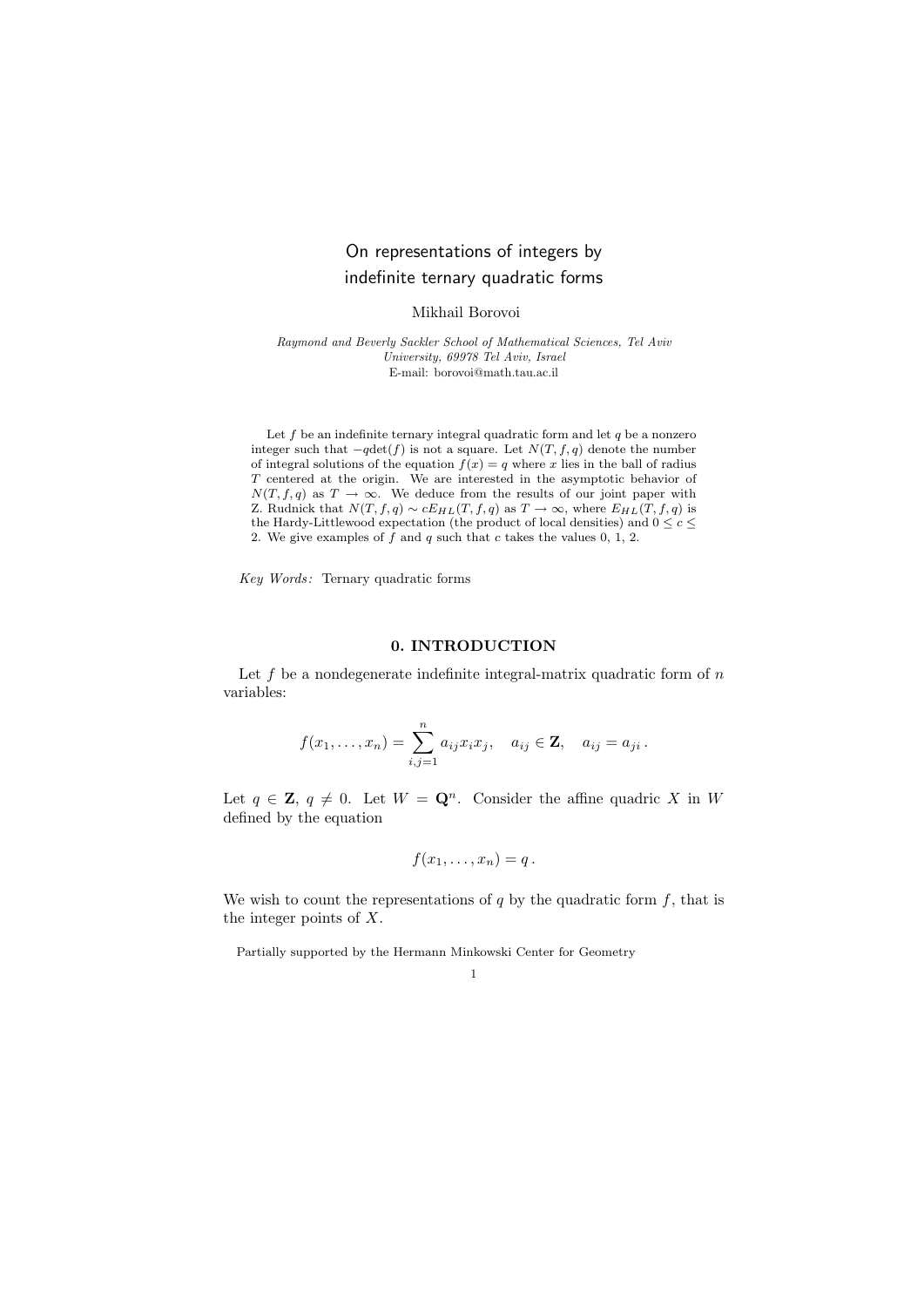# On representations of integers by indefinite ternary quadratic forms

Mikhail Borovoi

*Raymond and Beverly Sackler School of Mathematical Sciences, Tel Aviv University, 69978 Tel Aviv, Israel*
E-mail: borovoi@math.tau.ac.il

Let $f$ be an indefinite ternary integral quadratic form and let $q$ be a nonzero integer such that $-q\det(f)$ is not a square. Let $N(T, f, q)$ denote the number of integral solutions of the equation $f(x) = q$ where $x$ lies in the ball of radius $T$ centered at the origin. We are interested in the asymptotic behavior of $N(T, f, q)$ as $T \to \infty$. We deduce from the results of our joint paper with Z. Rudnick that $N(T, f, q) \sim cE_{HL}(T, f, q)$ as $T \to \infty$, where $E_{HL}(T, f, q)$ is the Hardy-Littlewood expectation (the product of local densities) and $0 \leq c \leq 2$. We give examples of $f$ and $q$ such that $c$ takes the values 0, 1, 2.

*Key Words:* Ternary quadratic forms

## 0. INTRODUCTION

Let $f$ be a nondegenerate indefinite integral-matrix quadratic form of $n$ variables:

$$f(x_1, \dots, x_n) = \sum_{i,j=1}^{n} a_{ij}x_ix_j, \quad a_{ij} \in \mathbf{Z}, \quad a_{ij} = a_{ji}\,.$$

Let $q \in \mathbf{Z}$, $q \neq 0$. Let $W = \mathbf{Q}^n$. Consider the affine quadric $X$ in $W$ defined by the equation

$$f(x_1, \dots, x_n) = q\,.$$

We wish to count the representations of $q$ by the quadratic form $f$, that is the integer points of $X$.

Partially supported by the Hermann Minkowski Center for Geometry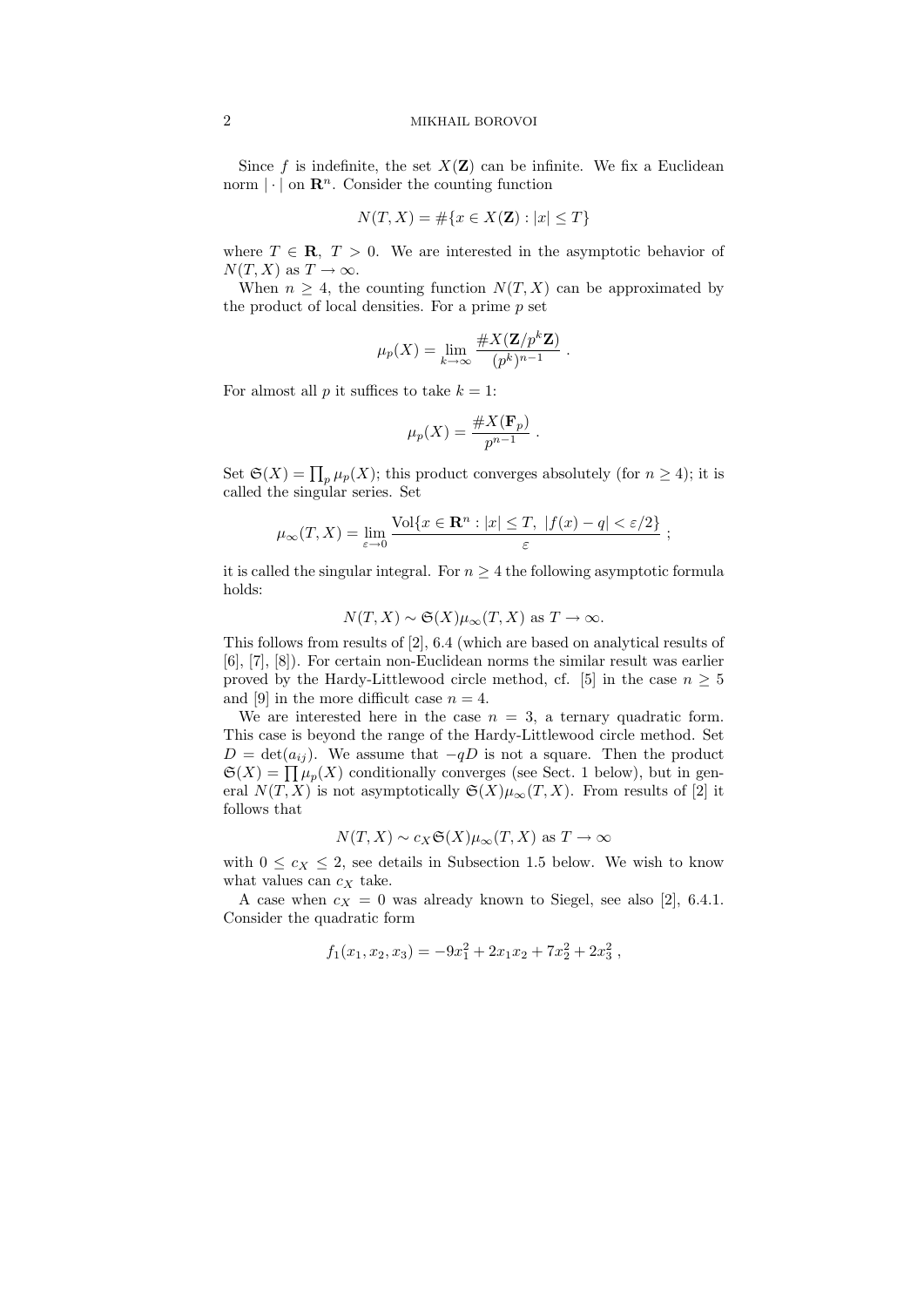Since $f$ is indefinite, the set $X(\mathbf{Z})$ can be infinite. We fix a Euclidean norm $|\cdot|$ on $\mathbf{R}^n$. Consider the counting function

$$N(T,X) = \#\{x \in X(\mathbf{Z}) : |x| \leq T\}$$

where $T \in \mathbf{R}$, $T > 0$. We are interested in the asymptotic behavior of $N(T,X)$ as $T \to \infty$.

When $n \geq 4$, the counting function $N(T,X)$ can be approximated by the product of local densities. For a prime $p$ set

$$\mu_p(X) = \lim_{k\to\infty} \frac{\#X(\mathbf{Z}/p^k\mathbf{Z})}{(p^k)^{n-1}} \ .$$

For almost all $p$ it suffices to take $k = 1$:

$$\mu_p(X) = \frac{\#X(\mathbf{F}_p)}{p^{n-1}} \ .$$

Set $\mathfrak{S}(X) = \prod_p \mu_p(X)$; this product converges absolutely (for $n \geq 4$); it is called the singular series. Set

$$\mu_\infty(T,X) = \lim_{\varepsilon\to 0} \frac{\mathrm{Vol}\{x \in \mathbf{R}^n : |x| \leq T,\ |f(x) - q| < \varepsilon/2\}}{\varepsilon} \ ;$$

it is called the singular integral. For $n \geq 4$ the following asymptotic formula holds:

$$N(T,X) \sim \mathfrak{S}(X)\mu_\infty(T,X) \text{ as } T \to \infty.$$

This follows from results of [2], 6.4 (which are based on analytical results of [6], [7], [8]). For certain non-Euclidean norms the similar result was earlier proved by the Hardy-Littlewood circle method, cf. [5] in the case $n \geq 5$ and [9] in the more difficult case $n = 4$.

We are interested here in the case $n = 3$, a ternary quadratic form. This case is beyond the range of the Hardy-Littlewood circle method. Set $D = \det(a_{ij})$. We assume that $-qD$ is not a square. Then the product $\mathfrak{S}(X) = \prod \mu_p(X)$ conditionally converges (see Sect. 1 below), but in general $N(T,X)$ is not asymptotically $\mathfrak{S}(X)\mu_\infty(T,X)$. From results of [2] it follows that

$$N(T,X) \sim c_X \mathfrak{S}(X)\mu_\infty(T,X) \text{ as } T \to \infty$$

with $0 \leq c_X \leq 2$, see details in Subsection 1.5 below. We wish to know what values can $c_X$ take.

A case when $c_X = 0$ was already known to Siegel, see also [2], 6.4.1. Consider the quadratic form

$$f_1(x_1,x_2,x_3) = -9x_1^2 + 2x_1x_2 + 7x_2^2 + 2x_3^2 \ ,$$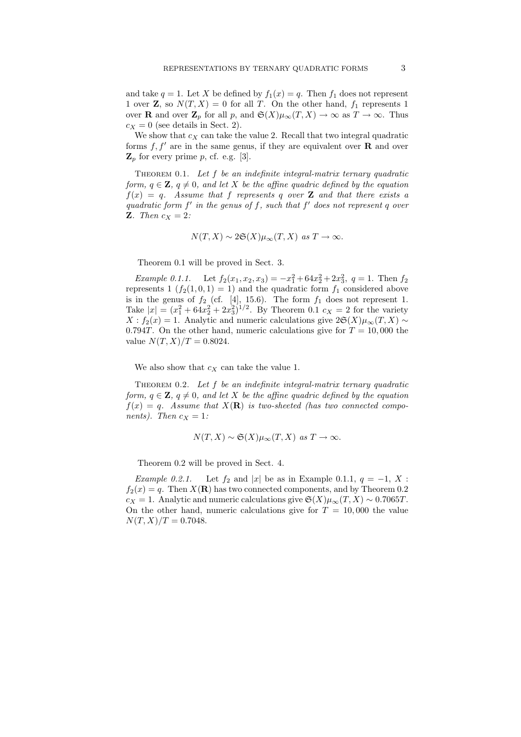and take $q = 1$. Let $X$ be defined by $f_1(x) = q$. Then $f_1$ does not represent 1 over $\mathbf{Z}$, so $N(T, X) = 0$ for all $T$. On the other hand, $f_1$ represents 1 over $\mathbf{R}$ and over $\mathbf{Z}_p$ for all $p$, and $\mathfrak{S}(X)\mu_\infty(T, X) \to \infty$ as $T \to \infty$. Thus $c_X = 0$ (see details in Sect. 2).

We show that $c_X$ can take the value 2. Recall that two integral quadratic forms $f, f'$ are in the same genus, if they are equivalent over $\mathbf{R}$ and over $\mathbf{Z}_p$ for every prime $p$, cf. e.g. [3].

Theorem 0.1. *Let $f$ be an indefinite integral-matrix ternary quadratic form, $q \in \mathbf{Z}$, $q \neq 0$, and let $X$ be the affine quadric defined by the equation $f(x) = q$. Assume that $f$ represents $q$ over $\mathbf{Z}$ and that there exists a quadratic form $f'$ in the genus of $f$, such that $f'$ does not represent $q$ over $\mathbf{Z}$. Then $c_X = 2$:*

$$N(T, X) \sim 2\mathfrak{S}(X)\mu_\infty(T, X) \text{ as } T \to \infty.$$

Theorem 0.1 will be proved in Sect. 3.

*Example 0.1.1.* Let $f_2(x_1, x_2, x_3) = -x_1^2 + 64x_2^2 + 2x_3^2$, $q = 1$. Then $f_2$ represents 1 ($f_2(1, 0, 1) = 1$) and the quadratic form $f_1$ considered above is in the genus of $f_2$ (cf. [4], 15.6). The form $f_1$ does not represent 1. Take $|x| = (x_1^2 + 64x_2^2 + 2x_3^2)^{1/2}$. By Theorem 0.1 $c_X = 2$ for the variety $X : f_2(x) = 1$. Analytic and numeric calculations give $2\mathfrak{S}(X)\mu_\infty(T, X) \sim 0.794T$. On the other hand, numeric calculations give for $T = 10,000$ the value $N(T, X)/T = 0.8024$.

We also show that $c_X$ can take the value 1.

Theorem 0.2. *Let $f$ be an indefinite integral-matrix ternary quadratic form, $q \in \mathbf{Z}$, $q \neq 0$, and let $X$ be the affine quadric defined by the equation $f(x) = q$. Assume that $X(\mathbf{R})$ is two-sheeted (has two connected components). Then $c_X = 1$:*

$$N(T, X) \sim \mathfrak{S}(X)\mu_\infty(T, X) \text{ as } T \to \infty.$$

Theorem 0.2 will be proved in Sect. 4.

*Example 0.2.1.* Let $f_2$ and $|x|$ be as in Example 0.1.1, $q = -1$, $X : f_2(x) = q$. Then $X(\mathbf{R})$ has two connected components, and by Theorem 0.2 $c_X = 1$. Analytic and numeric calculations give $\mathfrak{S}(X)\mu_\infty(T, X) \sim 0.7065T$. On the other hand, numeric calculations give for $T = 10,000$ the value $N(T, X)/T = 0.7048$.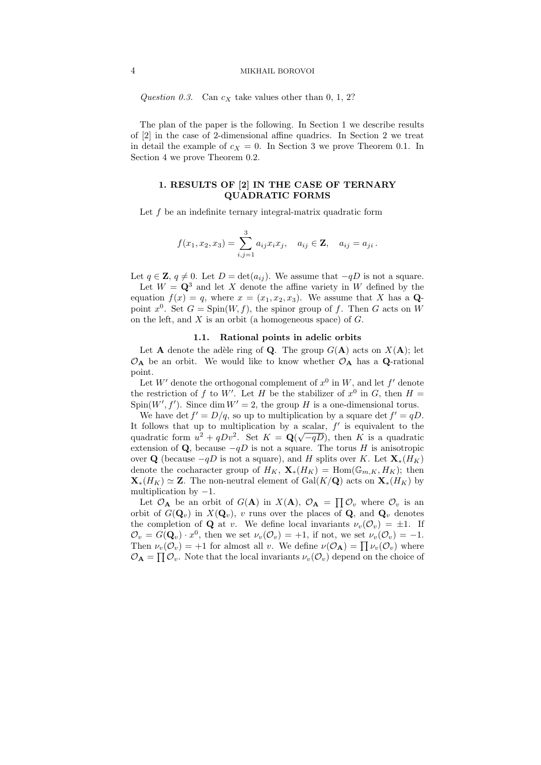*Question 0.3.* Can $c_X$ take values other than 0, 1, 2?

The plan of the paper is the following. In Section 1 we describe results of [2] in the case of 2-dimensional affine quadrics. In Section 2 we treat in detail the example of $c_X = 0$. In Section 3 we prove Theorem 0.1. In Section 4 we prove Theorem 0.2.

## 1. RESULTS OF [2] IN THE CASE OF TERNARY QUADRATIC FORMS

Let $f$ be an indefinite ternary integral-matrix quadratic form

$$f(x_1, x_2, x_3) = \sum_{i,j=1}^{3} a_{ij} x_i x_j, \quad a_{ij} \in \mathbf{Z}, \quad a_{ij} = a_{ji}\,.$$

Let $q \in \mathbf{Z}$, $q \neq 0$. Let $D = \det(a_{ij})$. We assume that $-qD$ is not a square.

Let $W = \mathbf{Q}^3$ and let $X$ denote the affine variety in $W$ defined by the equation $f(x) = q$, where $x = (x_1, x_2, x_3)$. We assume that $X$ has a $\mathbf{Q}$-point $x^0$. Set $G = \mathrm{Spin}(W, f)$, the spinor group of $f$. Then $G$ acts on $W$ on the left, and $X$ is an orbit (a homogeneous space) of $G$.

### 1.1. Rational points in adelic orbits

Let $\mathbf{A}$ denote the adèle ring of $\mathbf{Q}$. The group $G(\mathbf{A})$ acts on $X(\mathbf{A})$; let $\mathcal{O}_{\mathbf{A}}$ be an orbit. We would like to know whether $\mathcal{O}_{\mathbf{A}}$ has a $\mathbf{Q}$-rational point.

Let $W'$ denote the orthogonal complement of $x^0$ in $W$, and let $f'$ denote the restriction of $f$ to $W'$. Let $H$ be the stabilizer of $x^0$ in $G$, then $H = \mathrm{Spin}(W', f')$. Since $\dim W' = 2$, the group $H$ is a one-dimensional torus.

We have $\det f' = D/q$, so up to multiplication by a square $\det f' = qD$. It follows that up to multiplication by a scalar, $f'$ is equivalent to the quadratic form $u^2 + qDv^2$. Set $K = \mathbf{Q}(\sqrt{-qD})$, then $K$ is a quadratic extension of $\mathbf{Q}$, because $-qD$ is not a square. The torus $H$ is anisotropic over $\mathbf{Q}$ (because $-qD$ is not a square), and $H$ splits over $K$. Let $\mathbf{X}_*(H_K)$ denote the cocharacter group of $H_K$, $\mathbf{X}_*(H_K) = \mathrm{Hom}(\mathbb{G}_{m,K}, H_K)$; then $\mathbf{X}_*(H_K) \simeq \mathbf{Z}$. The non-neutral element of $\mathrm{Gal}(K/\mathbf{Q})$ acts on $\mathbf{X}_*(H_K)$ by multiplication by $-1$.

Let $\mathcal{O}_{\mathbf{A}}$ be an orbit of $G(\mathbf{A})$ in $X(\mathbf{A})$, $\mathcal{O}_{\mathbf{A}} = \prod \mathcal{O}_v$ where $\mathcal{O}_v$ is an orbit of $G(\mathbf{Q}_v)$ in $X(\mathbf{Q}_v)$, $v$ runs over the places of $\mathbf{Q}$, and $\mathbf{Q}_v$ denotes the completion of $\mathbf{Q}$ at $v$. We define local invariants $\nu_v(\mathcal{O}_v) = \pm 1$. If $\mathcal{O}_v = G(\mathbf{Q}_v) \cdot x^0$, then we set $\nu_v(\mathcal{O}_v) = +1$, if not, we set $\nu_v(\mathcal{O}_v) = -1$. Then $\nu_v(\mathcal{O}_v) = +1$ for almost all $v$. We define $\nu(\mathcal{O}_{\mathbf{A}}) = \prod \nu_v(\mathcal{O}_v)$ where $\mathcal{O}_{\mathbf{A}} = \prod \mathcal{O}_v$. Note that the local invariants $\nu_v(\mathcal{O}_v)$ depend on the choice of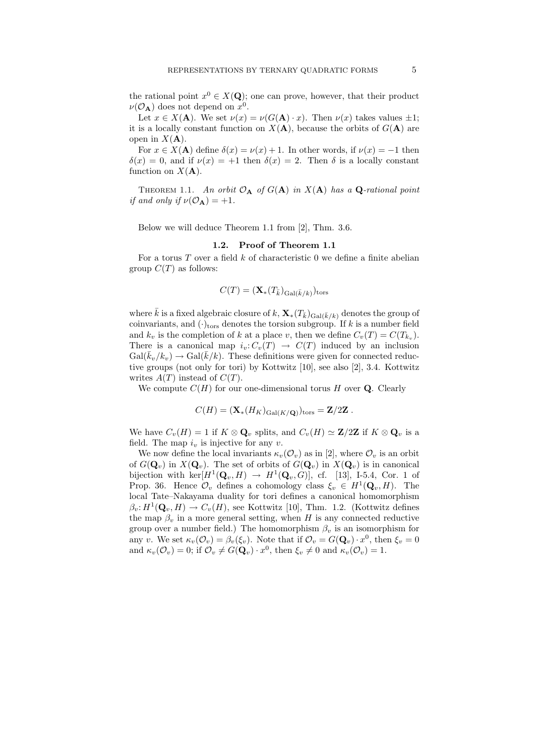the rational point $x^0 \in X(\mathbf{Q})$; one can prove, however, that their product $\nu(\mathcal{O}_\mathbf{A})$ does not depend on $x^0$.

Let $x \in X(\mathbf{A})$. We set $\nu(x) = \nu(G(\mathbf{A}) \cdot x)$. Then $\nu(x)$ takes values $\pm 1$; it is a locally constant function on $X(\mathbf{A})$, because the orbits of $G(\mathbf{A})$ are open in $X(\mathbf{A})$.

For $x \in X(\mathbf{A})$ define $\delta(x) = \nu(x) + 1$. In other words, if $\nu(x) = -1$ then $\delta(x) = 0$, and if $\nu(x) = +1$ then $\delta(x) = 2$. Then $\delta$ is a locally constant function on $X(\mathbf{A})$.

Theorem 1.1. *An orbit $\mathcal{O}_\mathbf{A}$ of $G(\mathbf{A})$ in $X(\mathbf{A})$ has a $\mathbf{Q}$-rational point if and only if $\nu(\mathcal{O}_\mathbf{A}) = +1$.*

Below we will deduce Theorem 1.1 from [2], Thm. 3.6.

### 1.2. Proof of Theorem 1.1

For a torus $T$ over a field $k$ of characteristic 0 we define a finite abelian group $C(T)$ as follows:

$$C(T) = (\mathbf{X}_*(T_{\bar{k}})_{\mathrm{Gal}(\bar{k}/k)})_{\mathrm{tors}}$$

where $\bar{k}$ is a fixed algebraic closure of $k$, $\mathbf{X}_*(T_{\bar{k}})_{\mathrm{Gal}(\bar{k}/k)}$ denotes the group of coinvariants, and $(\cdot)_{\mathrm{tors}}$ denotes the torsion subgroup. If $k$ is a number field and $k_v$ is the completion of $k$ at a place $v$, then we define $C_v(T) = C(T_{k_v})$. There is a canonical map $i_v \colon C_v(T) \to C(T)$ induced by an inclusion $\mathrm{Gal}(\bar{k}_v/k_v) \to \mathrm{Gal}(\bar{k}/k)$. These definitions were given for connected reductive groups (not only for tori) by Kottwitz [10], see also [2], 3.4. Kottwitz writes $A(T)$ instead of $C(T)$.

We compute $C(H)$ for our one-dimensional torus $H$ over $\mathbf{Q}$. Clearly

$$C(H) = (\mathbf{X}_*(H_K)_{\mathrm{Gal}(K/\mathbf{Q})})_{\mathrm{tors}} = \mathbf{Z}/2\mathbf{Z}\ .$$

We have $C_v(H) = 1$ if $K \otimes \mathbf{Q}_v$ splits, and $C_v(H) \simeq \mathbf{Z}/2\mathbf{Z}$ if $K \otimes \mathbf{Q}_v$ is a field. The map $i_v$ is injective for any $v$.

We now define the local invariants $\kappa_v(\mathcal{O}_v)$ as in [2], where $\mathcal{O}_v$ is an orbit of $G(\mathbf{Q}_v)$ in $X(\mathbf{Q}_v)$. The set of orbits of $G(\mathbf{Q}_v)$ in $X(\mathbf{Q}_v)$ is in canonical bijection with $\ker[H^1(\mathbf{Q}_v, H) \to H^1(\mathbf{Q}_v, G)]$, cf. [13], I-5.4, Cor. 1 of Prop. 36. Hence $\mathcal{O}_v$ defines a cohomology class $\xi_v \in H^1(\mathbf{Q}_v, H)$. The local Tate–Nakayama duality for tori defines a canonical homomorphism $\beta_v \colon H^1(\mathbf{Q}_v, H) \to C_v(H)$, see Kottwitz [10], Thm. 1.2. (Kottwitz defines the map $\beta_v$ in a more general setting, when $H$ is any connected reductive group over a number field.) The homomorphism $\beta_v$ is an isomorphism for any $v$. We set $\kappa_v(\mathcal{O}_v) = \beta_v(\xi_v)$. Note that if $\mathcal{O}_v = G(\mathbf{Q}_v) \cdot x^0$, then $\xi_v = 0$ and $\kappa_v(\mathcal{O}_v) = 0$; if $\mathcal{O}_v \neq G(\mathbf{Q}_v) \cdot x^0$, then $\xi_v \neq 0$ and $\kappa_v(\mathcal{O}_v) = 1$.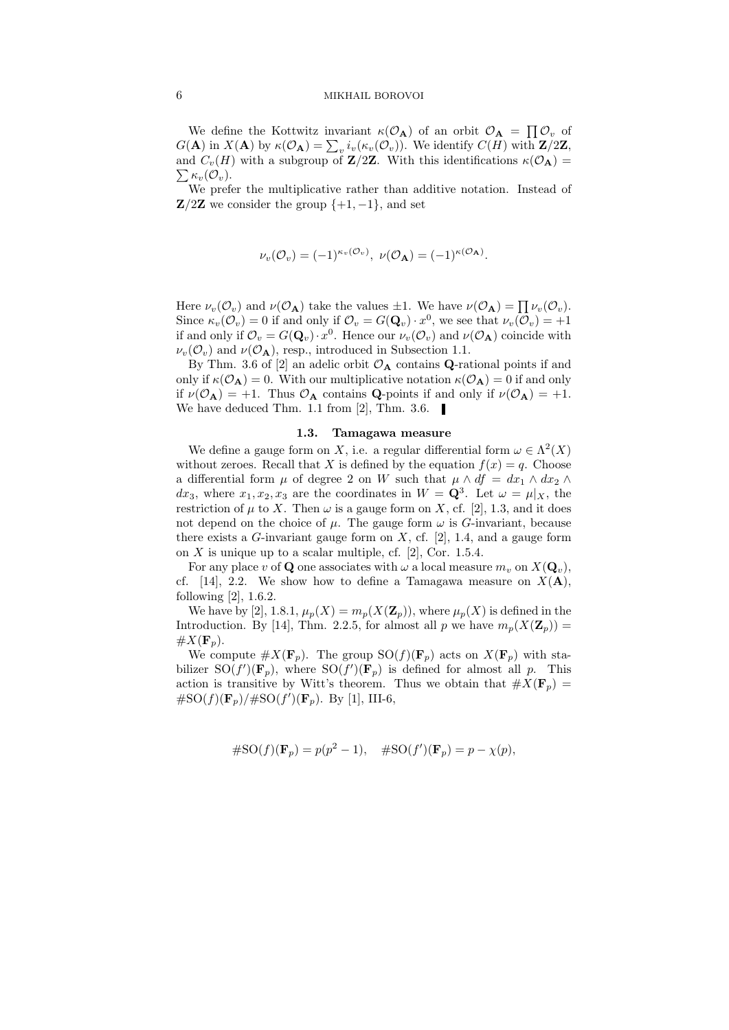We define the Kottwitz invariant $\kappa(\mathcal{O}_\mathbf{A})$ of an orbit $\mathcal{O}_\mathbf{A} = \prod \mathcal{O}_v$ of $G(\mathbf{A})$ in $X(\mathbf{A})$ by $\kappa(\mathcal{O}_\mathbf{A}) = \sum_v i_v(\kappa_v(\mathcal{O}_v))$. We identify $C(H)$ with $\mathbf{Z}/2\mathbf{Z}$, and $C_v(H)$ with a subgroup of $\mathbf{Z}/2\mathbf{Z}$. With this identifications $\kappa(\mathcal{O}_\mathbf{A}) = \sum \kappa_v(\mathcal{O}_v)$.

We prefer the multiplicative rather than additive notation. Instead of $\mathbf{Z}/2\mathbf{Z}$ we consider the group $\{+1, -1\}$, and set

$$\nu_v(\mathcal{O}_v) = (-1)^{\kappa_v(\mathcal{O}_v)},\ \nu(\mathcal{O}_\mathbf{A}) = (-1)^{\kappa(\mathcal{O}_\mathbf{A})}.$$

Here $\nu_v(\mathcal{O}_v)$ and $\nu(\mathcal{O}_\mathbf{A})$ take the values $\pm 1$. We have $\nu(\mathcal{O}_\mathbf{A}) = \prod \nu_v(\mathcal{O}_v)$. Since $\kappa_v(\mathcal{O}_v) = 0$ if and only if $\mathcal{O}_v = G(\mathbf{Q}_v) \cdot x^0$, we see that $\nu_v(\mathcal{O}_v) = +1$ if and only if $\mathcal{O}_v = G(\mathbf{Q}_v) \cdot x^0$. Hence our $\nu_v(\mathcal{O}_v)$ and $\nu(\mathcal{O}_\mathbf{A})$ coincide with $\nu_v(\mathcal{O}_v)$ and $\nu(\mathcal{O}_\mathbf{A})$, resp., introduced in Subsection 1.1.

By Thm. 3.6 of [2] an adelic orbit $\mathcal{O}_\mathbf{A}$ contains $\mathbf{Q}$-rational points if and only if $\kappa(\mathcal{O}_\mathbf{A}) = 0$. With our multiplicative notation $\kappa(\mathcal{O}_\mathbf{A}) = 0$ if and only if $\nu(\mathcal{O}_\mathbf{A}) = +1$. Thus $\mathcal{O}_\mathbf{A}$ contains $\mathbf{Q}$-points if and only if $\nu(\mathcal{O}_\mathbf{A}) = +1$. We have deduced Thm. 1.1 from [2], Thm. 3.6. ∎

### 1.3. Tamagawa measure

We define a gauge form on $X$, i.e. a regular differential form $\omega \in \Lambda^2(X)$ without zeroes. Recall that $X$ is defined by the equation $f(x) = q$. Choose a differential form $\mu$ of degree 2 on $W$ such that $\mu \wedge df = dx_1 \wedge dx_2 \wedge dx_3$, where $x_1, x_2, x_3$ are the coordinates in $W = \mathbf{Q}^3$. Let $\omega = \mu|_X$, the restriction of $\mu$ to $X$. Then $\omega$ is a gauge form on $X$, cf. [2], 1.3, and it does not depend on the choice of $\mu$. The gauge form $\omega$ is $G$-invariant, because there exists a $G$-invariant gauge form on $X$, cf. [2], 1.4, and a gauge form on $X$ is unique up to a scalar multiple, cf. [2], Cor. 1.5.4.

For any place $v$ of $\mathbf{Q}$ one associates with $\omega$ a local measure $m_v$ on $X(\mathbf{Q}_v)$, cf. [14], 2.2. We show how to define a Tamagawa measure on $X(\mathbf{A})$, following [2], 1.6.2.

We have by [2], 1.8.1, $\mu_p(X) = m_p(X(\mathbf{Z}_p))$, where $\mu_p(X)$ is defined in the Introduction. By [14], Thm. 2.2.5, for almost all $p$ we have $m_p(X(\mathbf{Z}_p)) = \#X(\mathbf{F}_p)$.

We compute $\#X(\mathbf{F}_p)$. The group $\mathrm{SO}(f)(\mathbf{F}_p)$ acts on $X(\mathbf{F}_p)$ with stabilizer $\mathrm{SO}(f')(\mathbf{F}_p)$, where $\mathrm{SO}(f')(\mathbf{F}_p)$ is defined for almost all $p$. This action is transitive by Witt's theorem. Thus we obtain that $\#X(\mathbf{F}_p) = \#\mathrm{SO}(f)(\mathbf{F}_p)/\#\mathrm{SO}(f')(\mathbf{F}_p)$. By [1], III-6,

$$\#\mathrm{SO}(f)(\mathbf{F}_p) = p(p^2-1), \quad \#\mathrm{SO}(f')(\mathbf{F}_p) = p - \chi(p),$$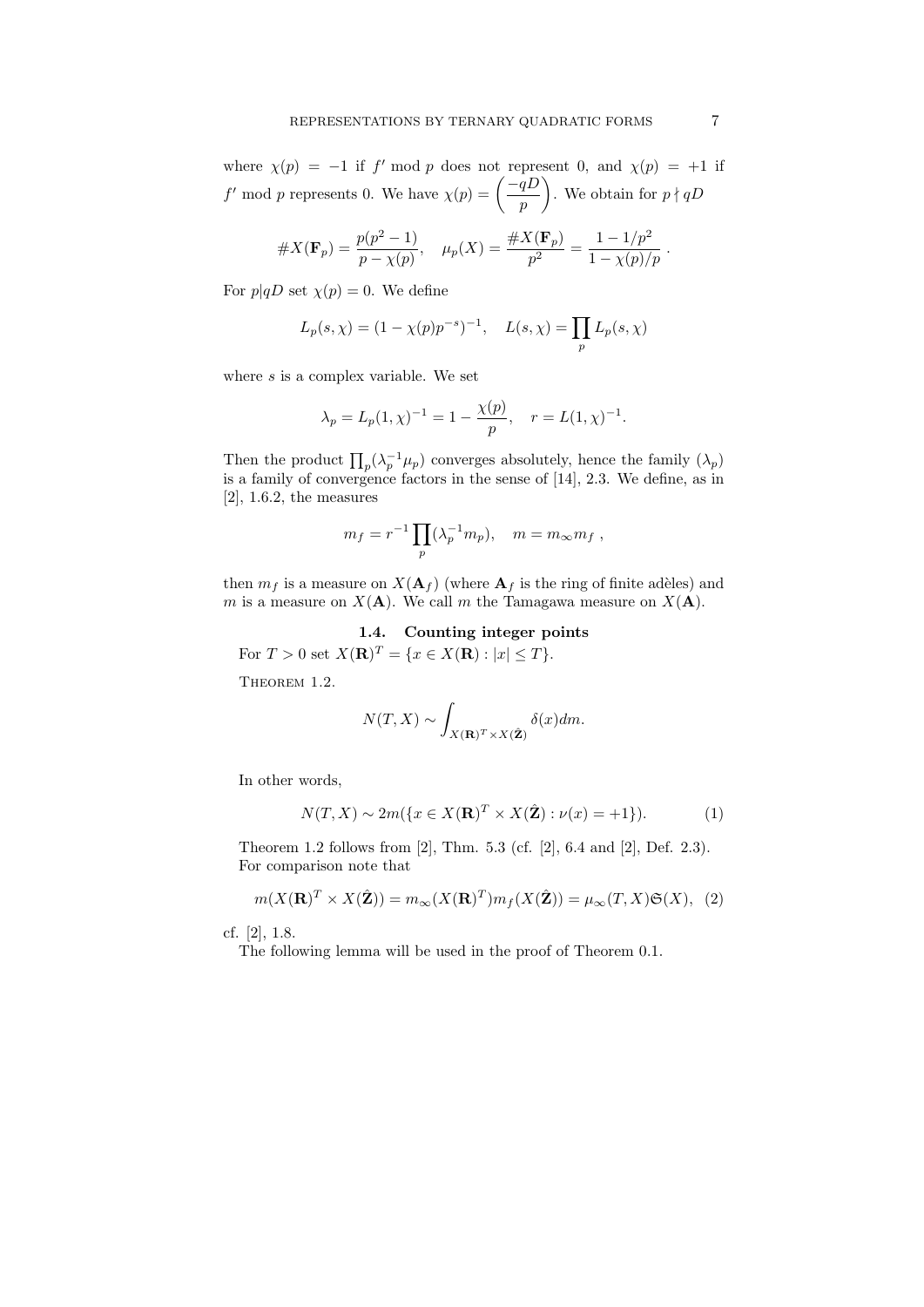where $\chi(p) = -1$ if $f' \bmod p$ does not represent 0, and $\chi(p) = +1$ if $f' \bmod p$ represents 0. We have $\chi(p) = \left(\dfrac{-qD}{p}\right)$. We obtain for $p \nmid qD$

$$\#X(\mathbf{F}_p) = \frac{p(p^2-1)}{p-\chi(p)}, \quad \mu_p(X) = \frac{\#X(\mathbf{F}_p)}{p^2} = \frac{1-1/p^2}{1-\chi(p)/p} .$$

For $p | qD$ set $\chi(p) = 0$. We define

$$L_p(s,\chi) = (1-\chi(p)p^{-s})^{-1}, \quad L(s,\chi) = \prod_p L_p(s,\chi)$$

where $s$ is a complex variable. We set

$$\lambda_p = L_p(1,\chi)^{-1} = 1 - \frac{\chi(p)}{p}, \quad r = L(1,\chi)^{-1}.$$

Then the product $\prod_p(\lambda_p^{-1}\mu_p)$ converges absolutely, hence the family $(\lambda_p)$ is a family of convergence factors in the sense of [14], 2.3. We define, as in [2], 1.6.2, the measures

$$m_f = r^{-1}\prod_p(\lambda_p^{-1}m_p), \quad m = m_\infty m_f \ ,$$

then $m_f$ is a measure on $X(\mathbf{A}_f)$ (where $\mathbf{A}_f$ is the ring of finite adèles) and $m$ is a measure on $X(\mathbf{A})$. We call $m$ the Tamagawa measure on $X(\mathbf{A})$.

## 1.4. Counting integer points

For $T > 0$ set $X(\mathbf{R})^T = \{x \in X(\mathbf{R}) : |x| \leq T\}$.

Theorem 1.2.

$$N(T,X) \sim \int_{X(\mathbf{R})^T \times X(\hat{\mathbf{Z}})} \delta(x) dm.$$

In other words,

$$N(T,X) \sim 2m(\{x \in X(\mathbf{R})^T \times X(\hat{\mathbf{Z}}) : \nu(x) = +1\}). \tag{1}$$

Theorem 1.2 follows from [2], Thm. 5.3 (cf. [2], 6.4 and [2], Def. 2.3). For comparison note that

$$m(X(\mathbf{R})^T \times X(\hat{\mathbf{Z}})) = m_\infty(X(\mathbf{R})^T) m_f(X(\hat{\mathbf{Z}})) = \mu_\infty(T,X)\mathfrak{S}(X), \tag{2}$$

cf. [2], 1.8.

The following lemma will be used in the proof of Theorem 0.1.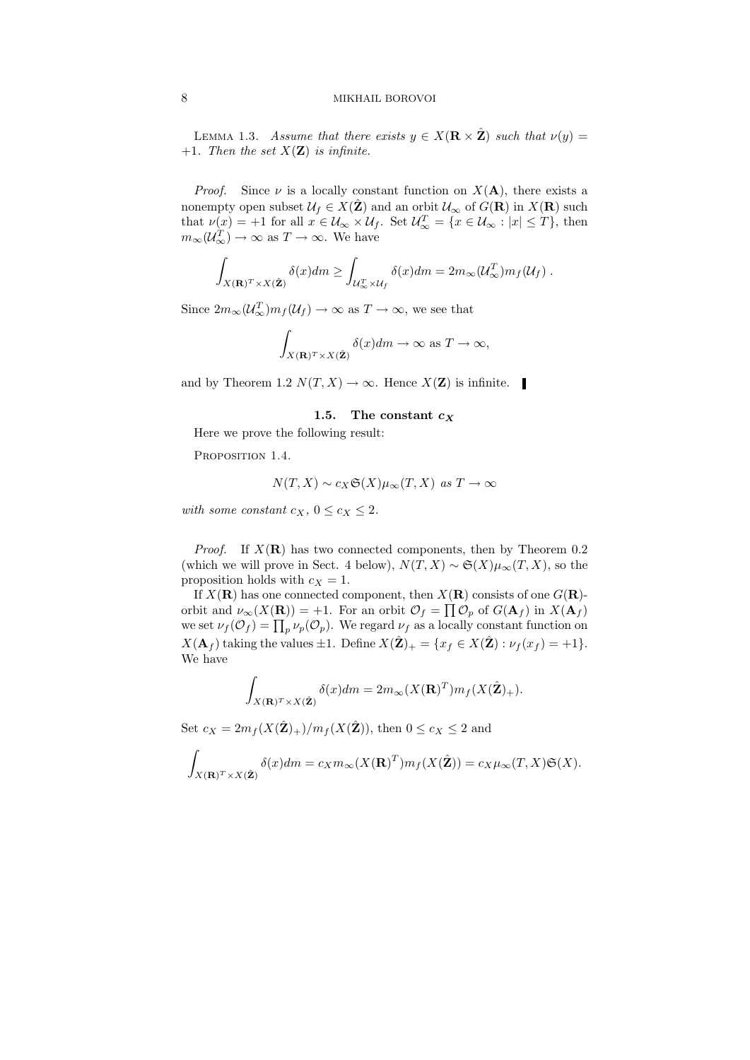LEMMA 1.3. *Assume that there exists $y \in X(\mathbf{R} \times \hat{\mathbf{Z}})$ such that $\nu(y) = +1$. Then the set $X(\mathbf{Z})$ is infinite.*

*Proof.* Since $\nu$ is a locally constant function on $X(\mathbf{A})$, there exists a nonempty open subset $\mathcal{U}_f \in X(\hat{\mathbf{Z}})$ and an orbit $\mathcal{U}_\infty$ of $G(\mathbf{R})$ in $X(\mathbf{R})$ such that $\nu(x) = +1$ for all $x \in \mathcal{U}_\infty \times \mathcal{U}_f$. Set $\mathcal{U}_\infty^T = \{x \in \mathcal{U}_\infty : |x| \leq T\}$, then $m_\infty(\mathcal{U}_\infty^T) \to \infty$ as $T \to \infty$. We have

$$\int_{X(\mathbf{R})^T \times X(\hat{\mathbf{Z}})} \delta(x) dm \geq \int_{\mathcal{U}_\infty^T \times \mathcal{U}_f} \delta(x) dm = 2 m_\infty(\mathcal{U}_\infty^T) m_f(\mathcal{U}_f) .$$

Since $2 m_\infty(\mathcal{U}_\infty^T) m_f(\mathcal{U}_f) \to \infty$ as $T \to \infty$, we see that

$$\int_{X(\mathbf{R})^T \times X(\hat{\mathbf{Z}})} \delta(x) dm \to \infty \text{ as } T \to \infty,$$

and by Theorem 1.2 $N(T, X) \to \infty$. Hence $X(\mathbf{Z})$ is infinite. ∎

### 1.5. The constant $c_X$

Here we prove the following result:

PROPOSITION 1.4.

$$N(T, X) \sim c_X \mathfrak{S}(X) \mu_\infty(T, X) \text{ as } T \to \infty$$

*with some constant $c_X$, $0 \leq c_X \leq 2$.*

*Proof.* If $X(\mathbf{R})$ has two connected components, then by Theorem 0.2 (which we will prove in Sect. 4 below), $N(T, X) \sim \mathfrak{S}(X) \mu_\infty(T, X)$, so the proposition holds with $c_X = 1$.

If $X(\mathbf{R})$ has one connected component, then $X(\mathbf{R})$ consists of one $G(\mathbf{R})$-orbit and $\nu_\infty(X(\mathbf{R})) = +1$. For an orbit $\mathcal{O}_f = \prod \mathcal{O}_p$ of $G(\mathbf{A}_f)$ in $X(\mathbf{A}_f)$ we set $\nu_f(\mathcal{O}_f) = \prod_p \nu_p(\mathcal{O}_p)$. We regard $\nu_f$ as a locally constant function on $X(\mathbf{A}_f)$ taking the values $\pm 1$. Define $X(\hat{\mathbf{Z}})_+ = \{x_f \in X(\hat{\mathbf{Z}}) : \nu_f(x_f) = +1\}$. We have

$$\int_{X(\mathbf{R})^T \times X(\hat{\mathbf{Z}})} \delta(x) dm = 2 m_\infty(X(\mathbf{R})^T) m_f(X(\hat{\mathbf{Z}})_+).$$

Set $c_X = 2 m_f(X(\hat{\mathbf{Z}})_+)/m_f(X(\hat{\mathbf{Z}}))$, then $0 \leq c_X \leq 2$ and

$$\int_{X(\mathbf{R})^T \times X(\hat{\mathbf{Z}})} \delta(x) dm = c_X m_\infty(X(\mathbf{R})^T) m_f(X(\hat{\mathbf{Z}})) = c_X \mu_\infty(T, X) \mathfrak{S}(X).$$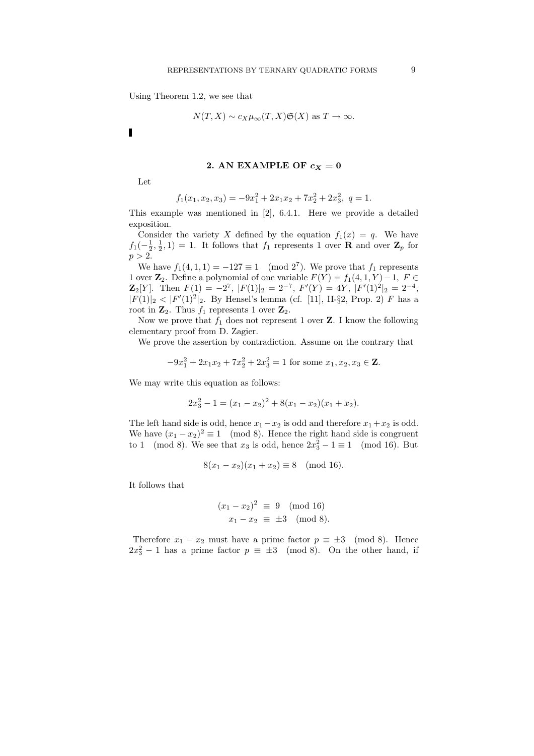Using Theorem 1.2, we see that

$$N(T, X) \sim c_X \mu_\infty(T, X) \mathfrak{S}(X) \text{ as } T \to \infty.$$

▮

## 2. AN EXAMPLE OF $c_X = 0$

Let

$$f_1(x_1, x_2, x_3) = -9x_1^2 + 2x_1x_2 + 7x_2^2 + 2x_3^2, \; q = 1.$$

This example was mentioned in [2], 6.4.1. Here we provide a detailed exposition.

Consider the variety $X$ defined by the equation $f_1(x) = q$. We have $f_1(-\frac{1}{2}, \frac{1}{2}, 1) = 1$. It follows that $f_1$ represents 1 over $\mathbf{R}$ and over $\mathbf{Z}_p$ for $p > 2$.

We have $f_1(4, 1, 1) = -127 \equiv 1 \pmod{2^7}$. We prove that $f_1$ represents 1 over $\mathbf{Z}_2$. Define a polynomial of one variable $F(Y) = f_1(4, 1, Y) - 1$, $F \in \mathbf{Z}_2[Y]$. Then $F(1) = -2^7$, $|F(1)|_2 = 2^{-7}$, $F'(Y) = 4Y$, $|F'(1)^2|_2 = 2^{-4}$, $|F(1)|_2 < |F'(1)^2|_2$. By Hensel's lemma (cf. [11], II-§2, Prop. 2) $F$ has a root in $\mathbf{Z}_2$. Thus $f_1$ represents 1 over $\mathbf{Z}_2$.

Now we prove that $f_1$ does not represent 1 over $\mathbf{Z}$. I know the following elementary proof from D. Zagier.

We prove the assertion by contradiction. Assume on the contrary that

$$-9x_1^2 + 2x_1x_2 + 7x_2^2 + 2x_3^2 = 1 \text{ for some } x_1, x_2, x_3 \in \mathbf{Z}.$$

We may write this equation as follows:

$$2x_3^2 - 1 = (x_1 - x_2)^2 + 8(x_1 - x_2)(x_1 + x_2).$$

The left hand side is odd, hence $x_1 - x_2$ is odd and therefore $x_1 + x_2$ is odd. We have $(x_1 - x_2)^2 \equiv 1 \pmod 8$. Hence the right hand side is congruent to $1 \pmod 8$. We see that $x_3$ is odd, hence $2x_3^2 - 1 \equiv 1 \pmod{16}$. But

$$8(x_1 - x_2)(x_1 + x_2) \equiv 8 \pmod{16}.$$

It follows that

$$\begin{aligned} (x_1 - x_2)^2 &\equiv 9 \pmod{16} \\ x_1 - x_2 &\equiv \pm 3 \pmod 8. \end{aligned}$$

Therefore $x_1 - x_2$ must have a prime factor $p \equiv \pm 3 \pmod 8$. Hence $2x_3^2 - 1$ has a prime factor $p \equiv \pm 3 \pmod 8$. On the other hand, if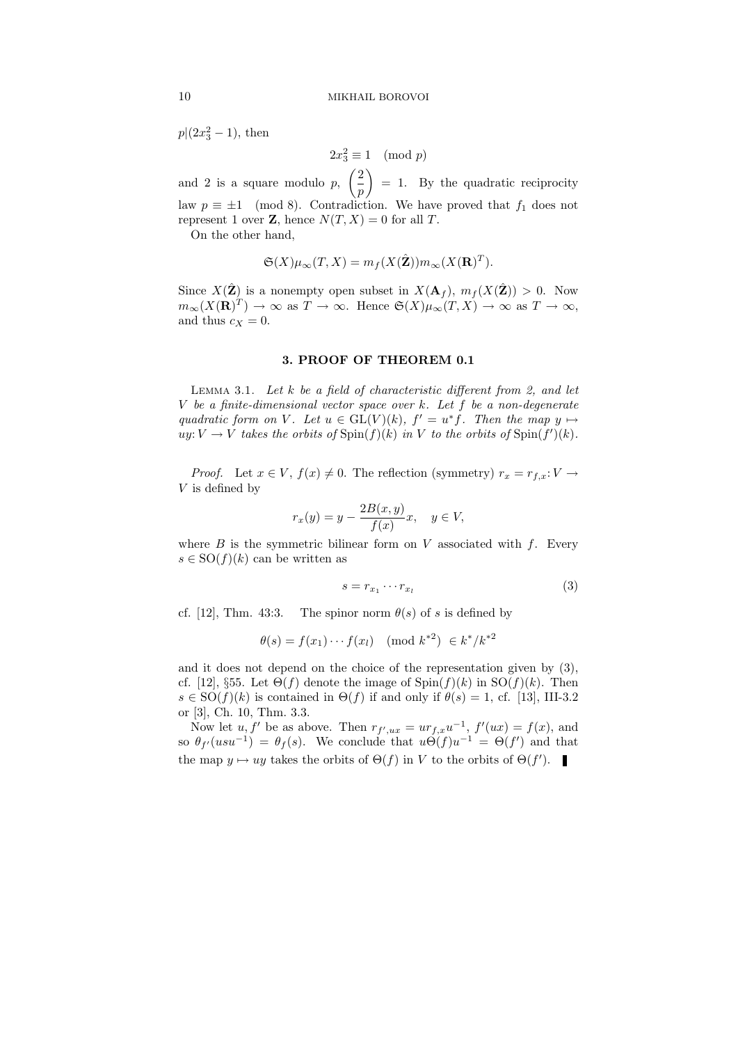$p|(2x_3^2 - 1)$, then

$$2x_3^2 \equiv 1 \pmod p$$

and 2 is a square modulo $p$, $\left(\dfrac{2}{p}\right) = 1$. By the quadratic reciprocity law $p \equiv \pm 1 \pmod 8$. Contradiction. We have proved that $f_1$ does not represent 1 over $\mathbf{Z}$, hence $N(T,X) = 0$ for all $T$.

On the other hand,

$$\mathfrak{S}(X)\mu_\infty(T,X) = m_f(X(\hat{\mathbf{Z}}))m_\infty(X(\mathbf{R})^T).$$

Since $X(\hat{\mathbf{Z}})$ is a nonempty open subset in $X(\mathbf{A}_f)$, $m_f(X(\hat{\mathbf{Z}})) > 0$. Now $m_\infty(X(\mathbf{R})^T) \to \infty$ as $T \to \infty$. Hence $\mathfrak{S}(X)\mu_\infty(T,X) \to \infty$ as $T \to \infty$, and thus $c_X = 0$.

## 3. PROOF OF THEOREM 0.1

Lemma 3.1. *Let $k$ be a field of characteristic different from 2, and let $V$ be a finite-dimensional vector space over $k$. Let $f$ be a non-degenerate quadratic form on $V$. Let $u \in \mathrm{GL}(V)(k)$, $f' = u^* f$. Then the map $y \mapsto uy\colon V \to V$ takes the orbits of $\mathrm{Spin}(f)(k)$ in $V$ to the orbits of $\mathrm{Spin}(f')(k)$.*

*Proof.* Let $x \in V$, $f(x) \neq 0$. The reflection (symmetry) $r_x = r_{f,x}\colon V \to V$ is defined by

$$r_x(y) = y - \frac{2B(x,y)}{f(x)}x, \quad y \in V,$$

where $B$ is the symmetric bilinear form on $V$ associated with $f$. Every $s \in \mathrm{SO}(f)(k)$ can be written as

$$s = r_{x_1} \cdots r_{x_l} \tag{3}$$

cf. [12], Thm. 43:3. The spinor norm $\theta(s)$ of $s$ is defined by

$$\theta(s) = f(x_1)\cdots f(x_l) \pmod{k^{*2}} \in k^*/k^{*2}$$

and it does not depend on the choice of the representation given by (3), cf. [12], §55. Let $\Theta(f)$ denote the image of $\mathrm{Spin}(f)(k)$ in $\mathrm{SO}(f)(k)$. Then $s \in \mathrm{SO}(f)(k)$ is contained in $\Theta(f)$ if and only if $\theta(s) = 1$, cf. [13], III-3.2 or [3], Ch. 10, Thm. 3.3.

Now let $u, f'$ be as above. Then $r_{f',ux} = ur_{f,x}u^{-1}$, $f'(ux) = f(x)$, and so $\theta_{f'}(usu^{-1}) = \theta_f(s)$. We conclude that $u\Theta(f)u^{-1} = \Theta(f')$ and that the map $y \mapsto uy$ takes the orbits of $\Theta(f)$ in $V$ to the orbits of $\Theta(f')$. ∎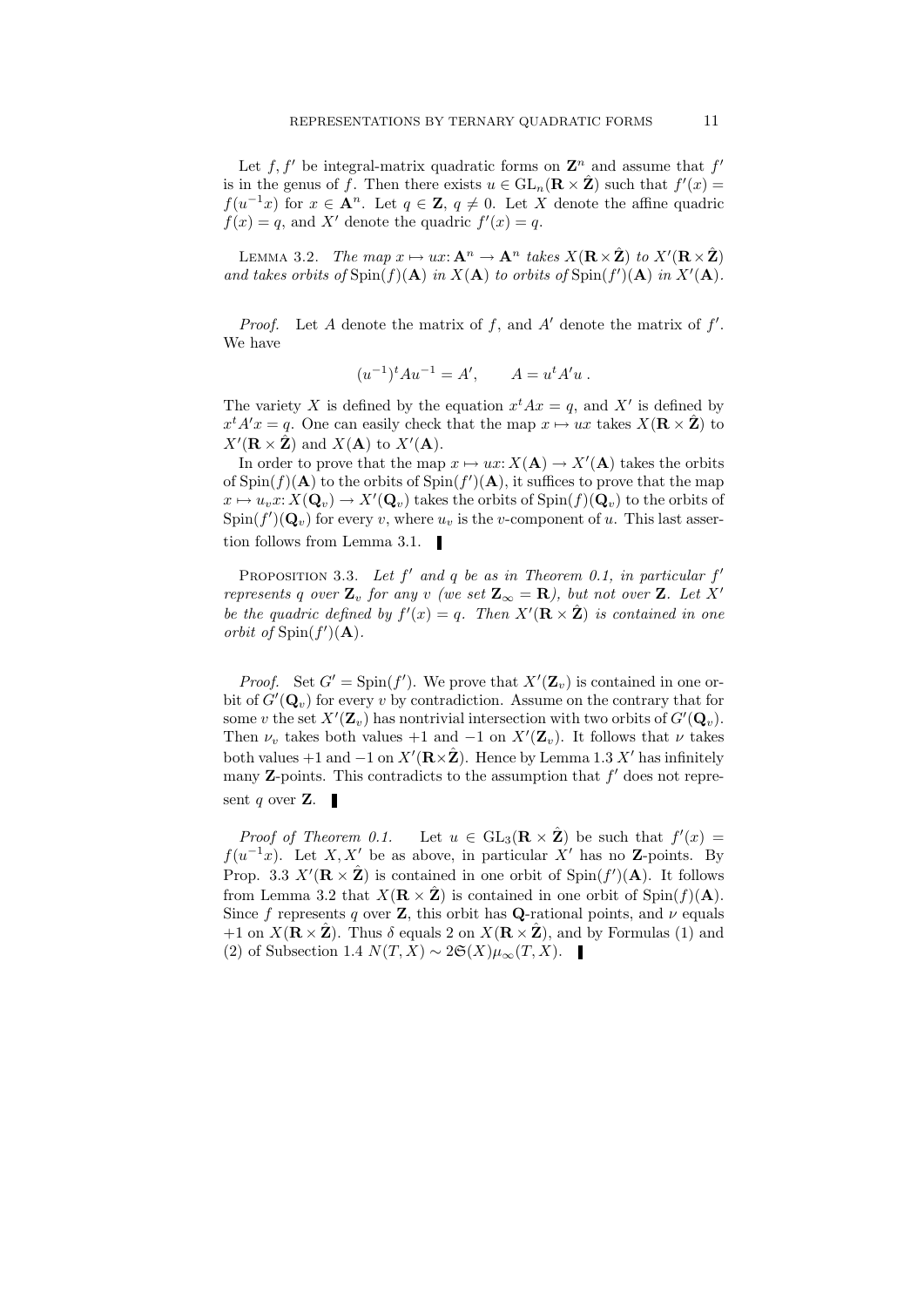Let $f, f'$ be integral-matrix quadratic forms on $\mathbf{Z}^n$ and assume that $f'$ is in the genus of $f$. Then there exists $u \in \mathrm{GL}_n(\mathbf{R} \times \hat{\mathbf{Z}})$ such that $f'(x) = f(u^{-1}x)$ for $x \in \mathbf{A}^n$. Let $q \in \mathbf{Z}$, $q \neq 0$. Let $X$ denote the affine quadric $f(x) = q$, and $X'$ denote the quadric $f'(x) = q$.

Lemma 3.2. *The map $x \mapsto ux \colon \mathbf{A}^n \to \mathbf{A}^n$ takes $X(\mathbf{R} \times \hat{\mathbf{Z}})$ to $X'(\mathbf{R} \times \hat{\mathbf{Z}})$ and takes orbits of $\mathrm{Spin}(f)(\mathbf{A})$ in $X(\mathbf{A})$ to orbits of $\mathrm{Spin}(f')(\mathbf{A})$ in $X'(\mathbf{A})$.*

*Proof.* Let $A$ denote the matrix of $f$, and $A'$ denote the matrix of $f'$. We have

$$(u^{-1})^t A u^{-1} = A', \qquad A = u^t A' u\ .$$

The variety $X$ is defined by the equation $x^t A x = q$, and $X'$ is defined by $x^t A' x = q$. One can easily check that the map $x \mapsto ux$ takes $X(\mathbf{R} \times \hat{\mathbf{Z}})$ to $X'(\mathbf{R} \times \hat{\mathbf{Z}})$ and $X(\mathbf{A})$ to $X'(\mathbf{A})$.

In order to prove that the map $x \mapsto ux \colon X(\mathbf{A}) \to X'(\mathbf{A})$ takes the orbits of $\mathrm{Spin}(f)(\mathbf{A})$ to the orbits of $\mathrm{Spin}(f')(\mathbf{A})$, it suffices to prove that the map $x \mapsto u_v x \colon X(\mathbf{Q}_v) \to X'(\mathbf{Q}_v)$ takes the orbits of $\mathrm{Spin}(f)(\mathbf{Q}_v)$ to the orbits of $\mathrm{Spin}(f')(\mathbf{Q}_v)$ for every $v$, where $u_v$ is the $v$-component of $u$. This last assertion follows from Lemma 3.1. ∎

Proposition 3.3. *Let $f'$ and $q$ be as in Theorem 0.1, in particular $f'$ represents $q$ over $\mathbf{Z}_v$ for any $v$ (we set $\mathbf{Z}_\infty = \mathbf{R}$), but not over $\mathbf{Z}$. Let $X'$ be the quadric defined by $f'(x) = q$. Then $X'(\mathbf{R} \times \hat{\mathbf{Z}})$ is contained in one orbit of $\mathrm{Spin}(f')(\mathbf{A})$.*

*Proof.* Set $G' = \mathrm{Spin}(f')$. We prove that $X'(\mathbf{Z}_v)$ is contained in one orbit of $G'(\mathbf{Q}_v)$ for every $v$ by contradiction. Assume on the contrary that for some $v$ the set $X'(\mathbf{Z}_v)$ has nontrivial intersection with two orbits of $G'(\mathbf{Q}_v)$. Then $\nu_v$ takes both values $+1$ and $-1$ on $X'(\mathbf{Z}_v)$. It follows that $\nu$ takes both values $+1$ and $-1$ on $X'(\mathbf{R} \times \hat{\mathbf{Z}})$. Hence by Lemma 1.3 $X'$ has infinitely many $\mathbf{Z}$-points. This contradicts to the assumption that $f'$ does not represent $q$ over $\mathbf{Z}$. ∎

*Proof of Theorem 0.1.* Let $u \in \mathrm{GL}_3(\mathbf{R} \times \hat{\mathbf{Z}})$ be such that $f'(x) = f(u^{-1}x)$. Let $X, X'$ be as above, in particular $X'$ has no $\mathbf{Z}$-points. By Prop. 3.3 $X'(\mathbf{R} \times \hat{\mathbf{Z}})$ is contained in one orbit of $\mathrm{Spin}(f')(\mathbf{A})$. It follows from Lemma 3.2 that $X(\mathbf{R} \times \hat{\mathbf{Z}})$ is contained in one orbit of $\mathrm{Spin}(f)(\mathbf{A})$. Since $f$ represents $q$ over $\mathbf{Z}$, this orbit has $\mathbf{Q}$-rational points, and $\nu$ equals $+1$ on $X(\mathbf{R} \times \hat{\mathbf{Z}})$. Thus $\delta$ equals 2 on $X(\mathbf{R} \times \hat{\mathbf{Z}})$, and by Formulas (1) and (2) of Subsection 1.4 $N(T, X) \sim 2\mathfrak{S}(X)\mu_\infty(T, X)$. ∎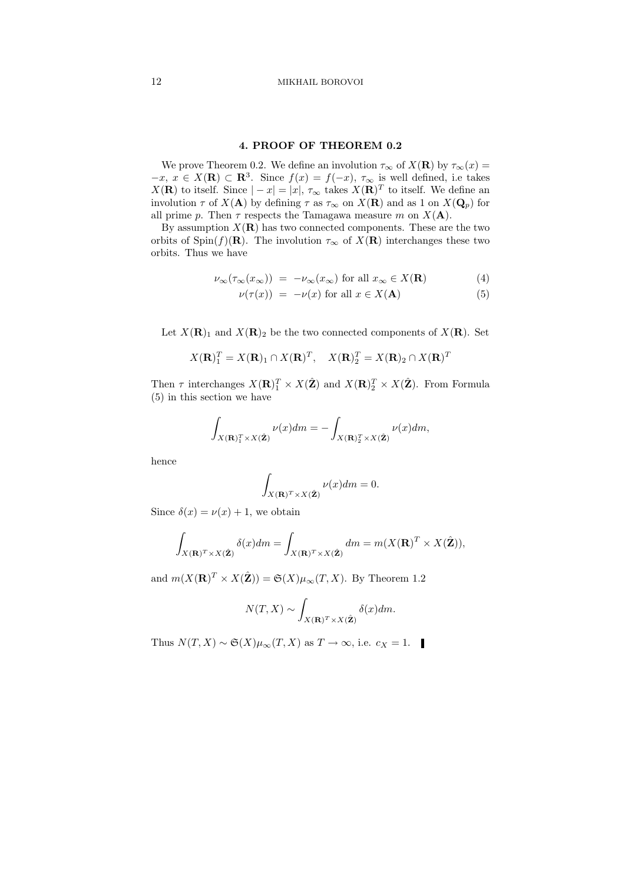## 4. PROOF OF THEOREM 0.2

We prove Theorem 0.2. We define an involution $\tau_\infty$ of $X(\mathbf{R})$ by $\tau_\infty(x) = -x$, $x \in X(\mathbf{R}) \subset \mathbf{R}^3$. Since $f(x) = f(-x)$, $\tau_\infty$ is well defined, i.e takes $X(\mathbf{R})$ to itself. Since $|-x| = |x|$, $\tau_\infty$ takes $X(\mathbf{R})^T$ to itself. We define an involution $\tau$ of $X(\mathbf{A})$ by defining $\tau$ as $\tau_\infty$ on $X(\mathbf{R})$ and as 1 on $X(\mathbf{Q}_p)$ for all prime $p$. Then $\tau$ respects the Tamagawa measure $m$ on $X(\mathbf{A})$.

By assumption $X(\mathbf{R})$ has two connected components. These are the two orbits of $\mathrm{Spin}(f)(\mathbf{R})$. The involution $\tau_\infty$ of $X(\mathbf{R})$ interchanges these two orbits. Thus we have

$$\nu_\infty(\tau_\infty(x_\infty)) = -\nu_\infty(x_\infty) \text{ for all } x_\infty \in X(\mathbf{R}) \tag{4}$$

$$\nu(\tau(x)) = -\nu(x) \text{ for all } x \in X(\mathbf{A}) \tag{5}$$

Let $X(\mathbf{R})_1$ and $X(\mathbf{R})_2$ be the two connected components of $X(\mathbf{R})$. Set

$$X(\mathbf{R})_1^T = X(\mathbf{R})_1 \cap X(\mathbf{R})^T, \quad X(\mathbf{R})_2^T = X(\mathbf{R})_2 \cap X(\mathbf{R})^T$$

Then $\tau$ interchanges $X(\mathbf{R})_1^T \times X(\hat{\mathbf{Z}})$ and $X(\mathbf{R})_2^T \times X(\hat{\mathbf{Z}})$. From Formula (5) in this section we have

$$\int_{X(\mathbf{R})_1^T \times X(\hat{\mathbf{Z}})} \nu(x) dm = -\int_{X(\mathbf{R})_2^T \times X(\hat{\mathbf{Z}})} \nu(x) dm,$$

hence

$$\int_{X(\mathbf{R})^T \times X(\hat{\mathbf{Z}})} \nu(x) dm = 0.$$

Since $\delta(x) = \nu(x) + 1$, we obtain

$$\int_{X(\mathbf{R})^T \times X(\hat{\mathbf{Z}})} \delta(x) dm = \int_{X(\mathbf{R})^T \times X(\hat{\mathbf{Z}})} dm = m(X(\mathbf{R})^T \times X(\hat{\mathbf{Z}})),$$

and $m(X(\mathbf{R})^T \times X(\hat{\mathbf{Z}})) = \mathfrak{S}(X)\mu_\infty(T, X)$. By Theorem 1.2

$$N(T, X) \sim \int_{X(\mathbf{R})^T \times X(\hat{\mathbf{Z}})} \delta(x) dm.$$

Thus $N(T, X) \sim \mathfrak{S}(X)\mu_\infty(T, X)$ as $T \to \infty$, i.e. $c_X = 1$. ∎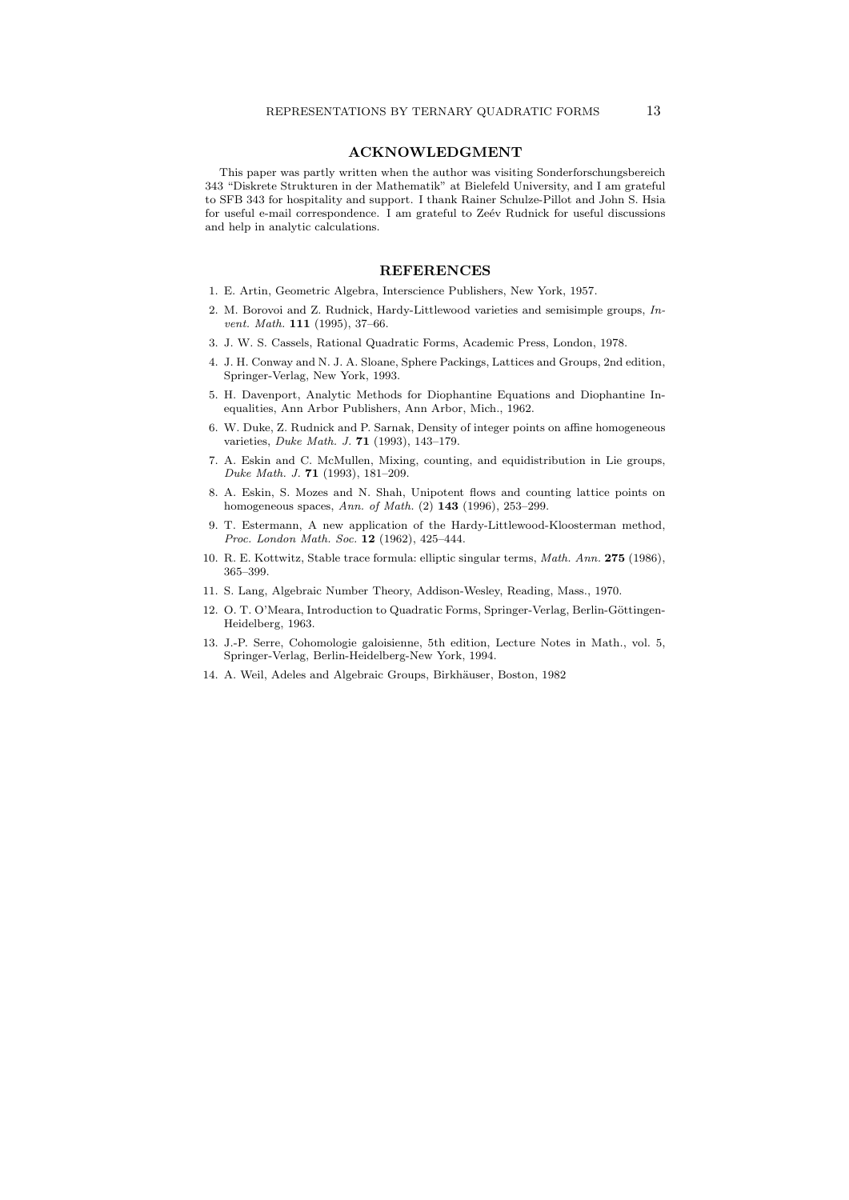## ACKNOWLEDGMENT

This paper was partly written when the author was visiting Sonderforschungsbereich 343 "Diskrete Strukturen in der Mathematik" at Bielefeld University, and I am grateful to SFB 343 for hospitality and support. I thank Rainer Schulze-Pillot and John S. Hsia for useful e-mail correspondence. I am grateful to Zeév Rudnick for useful discussions and help in analytic calculations.

## REFERENCES

1. E. Artin, Geometric Algebra, Interscience Publishers, New York, 1957.
2. M. Borovoi and Z. Rudnick, Hardy-Littlewood varieties and semisimple groups, *Invent. Math.* **111** (1995), 37–66.
3. J. W. S. Cassels, Rational Quadratic Forms, Academic Press, London, 1978.
4. J. H. Conway and N. J. A. Sloane, Sphere Packings, Lattices and Groups, 2nd edition, Springer-Verlag, New York, 1993.
5. H. Davenport, Analytic Methods for Diophantine Equations and Diophantine Inequalities, Ann Arbor Publishers, Ann Arbor, Mich., 1962.
6. W. Duke, Z. Rudnick and P. Sarnak, Density of integer points on affine homogeneous varieties, *Duke Math. J.* **71** (1993), 143–179.
7. A. Eskin and C. McMullen, Mixing, counting, and equidistribution in Lie groups, *Duke Math. J.* **71** (1993), 181–209.
8. A. Eskin, S. Mozes and N. Shah, Unipotent flows and counting lattice points on homogeneous spaces, *Ann. of Math.* (2) **143** (1996), 253–299.
9. T. Estermann, A new application of the Hardy-Littlewood-Kloosterman method, *Proc. London Math. Soc.* **12** (1962), 425–444.
10. R. E. Kottwitz, Stable trace formula: elliptic singular terms, *Math. Ann.* **275** (1986), 365–399.
11. S. Lang, Algebraic Number Theory, Addison-Wesley, Reading, Mass., 1970.
12. O. T. O'Meara, Introduction to Quadratic Forms, Springer-Verlag, Berlin-Göttingen-Heidelberg, 1963.
13. J.-P. Serre, Cohomologie galoisienne, 5th edition, Lecture Notes in Math., vol. 5, Springer-Verlag, Berlin-Heidelberg-New York, 1994.
14. A. Weil, Adeles and Algebraic Groups, Birkhäuser, Boston, 1982